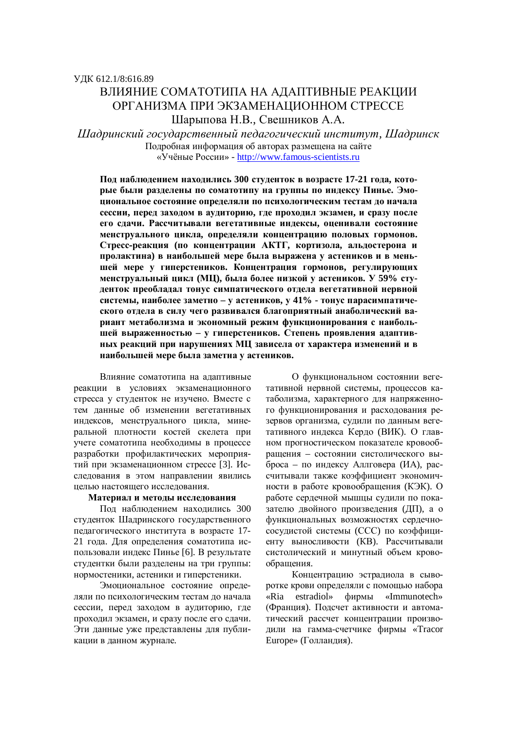УДК 612.1/8:616.89

# ВЛИЯНИЕ СОМАТОТИПА НА АДАПТИВНЫЕ РЕАКЦИИ ОРГАНИЗМА ПРИ ЭКЗАМЕНАЦИОННОМ СТРЕССЕ

Шарыпова Н.В., Свешников А.А.

*Шадринский государственный педагогический институт, Шадринск*

Подробная информация об авторах размещена на сайте «Учёные России» - http://www.famous-scientists.ru

**Под наблюдением находились 300 студенток в возрасте 17-21 года, которые были разделены по соматотипу на группы по индексу Пинье. Эмоциональное состояние определяли по психологическим тестам до начала сессии, перед заходом в аудиторию, где проходил экзамен, и сразу после его сдачи. Рассчитывали вегетативные индексы, оценивали состояние менструального цикла, определяли концентрацию половых гормонов. Стресс-реакция (по концентрации АКТГ, кортизола, альдостерона и пролактина) в наибольшей мере была выражена у астеников и в меньшей мере у гиперстеников. Концентрация гормонов, регулирующих менструальный цикл (МЦ), была более низкой у астеников. У 59% студенток преобладал тонус симпатического отдела вегетативной нервной системы, наиболее заметно – у астеников, у 41% - тонус парасимпатического отдела в силу чего развивался благоприятный анаболический вариант метаболизма и экономный режим функционирования с наибольшей выраженностью – у гиперстеников. Степень проявления адаптивных реакций при нарушениях МЦ зависела от характера изменений и в наибольшей мере была заметна у астеников.**

Влияние соматотипа на адаптивные реакции в условиях экзаменационного стресса у студенток не изучено. Вместе с тем данные об изменении вегетативных индексов, менструального цикла, минеральной плотности костей скелета при учете соматотипа необходимы в процессе разработки профилактических мероприятий при экзаменационном стрессе [3]. Исследования в этом направлении явились целью настоящего исследования.

## Материал и методы исследования

Под наблюдением находились 300 студенток Шадринского государственного педагогического института в возрасте 17-21 года. Для определения соматотипа использовали индекс Пинье [6]. В результате студентки были разделены на три группы: нормостеники, астеники и гиперстеники.

Эмоциональное состояние определяли по психологическим тестам до начала сессии, перед заходом в аудиторию, где проходил экзамен, и сразу после его сдачи. Эти данные уже представлены для публикации в данном журнале.

О функциональном состоянии вегетативной нервной системы, процессов катаболизма, характерного для напряженного функционирования и расходования резервов организма, судили по данным вегетативного индекса Кердо (ВИК). О главном прогностическом показателе кровообращения – состоянии систолического выброса – по индексу Аллговера (ИА), рассчитывали также коэффициент экономичности в работе кровообращения (КЭК). О работе сердечной мышцы судили по показателю двойного произведения (ДП), а о функциональных возможностях сердечно-сосудистой системы (ССС) по коэффициенту выносливости (КВ). Рассчитывали систолический и минутный объем кровообращения.

Концентрацию эстрадиола в сыворотке крови определяли с помощью набора «Ria estradiol» фирмы «Immunotech» (Франция). Подсчет активности и автоматический рассчет концентрации производили на гамма-счетчике фирмы «Tracor Europe» (Голландия).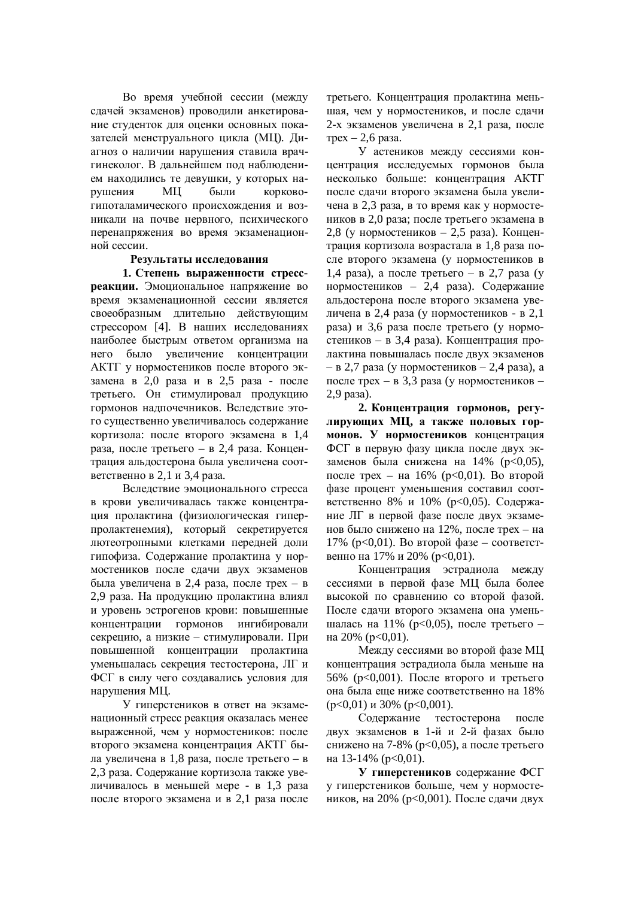Во время учебной сессии (между сдачей экзаменов) проводили анкетирование студенток для оценки основных показателей менструального цикла (МЦ). Диагноз о наличии нарушения ставила врач-гинеколог. В дальнейшем под наблюдением находились те девушки, у которых нарушения МЦ были корково-гипоталамического происхождения и возникали на почве нервного, психического перенапряжения во время экзаменационной сессии.

## Результаты исследования

**1. Степень выраженности стресс-реакции.** Эмоциональное напряжение во время экзаменационной сессии является своеобразным длительно действующим стрессором [4]. В наших исследованиях наиболее быстрым ответом организма на него было увеличение концентрации АКТГ у нормостеников после второго экзамена в 2,0 раза и в 2,5 раза - после третьего. Он стимулировал продукцию гормонов надпочечников. Вследствие этого существенно увеличивалось содержание кортизола: после второго экзамена в 1,4 раза, после третьего – в 2,4 раза. Концентрация альдостерона была увеличена соответственно в 2,1 и 3,4 раза.

Вследствие эмоционального стресса в крови увеличивалась также концентрация пролактина (физиологическая гиперпролактенемия), который секретируется лютеотропными клетками передней доли гипофиза. Содержание пролактина у нормостеников после сдачи двух экзаменов была увеличена в 2,4 раза, после трех – в 2,9 раза. На продукцию пролактина влиял и уровень эстрогенов крови: повышенные концентрации гормонов ингибировали секрецию, а низкие – стимулировали. При повышенной концентрации пролактина уменьшалась секреция тестостерона, ЛГ и ФСГ в силу чего создавались условия для нарушения МЦ.

У гиперстеников в ответ на экзаменационный стресс реакция оказалась менее выраженной, чем у нормостеников: после второго экзамена концентрация АКТГ была увеличена в 1,8 раза, после третьего – в 2,3 раза. Содержание кортизола также увеличивалось в меньшей мере - в 1,3 раза после второго экзамена и в 2,1 раза после третьего. Концентрация пролактина меньшая, чем у нормостеников, и после сдачи 2-х экзаменов увеличена в 2,1 раза, после трех – 2,6 раза.

У астеников между сессиями концентрация исследуемых гормонов была несколько больше: концентрация АКТГ после сдачи второго экзамена была увеличена в 2,3 раза, в то время как у нормостеников в 2,0 раза; после третьего экзамена в 2,8 (у нормостеников – 2,5 раза). Концентрация кортизола возрастала в 1,8 раза после второго экзамена (у нормостеников в 1,4 раза), а после третьего – в 2,7 раза (у нормостеников – 2,4 раза). Содержание альдостерона после второго экзамена увеличена в 2,4 раза (у нормостеников - в 2,1 раза) и 3,6 раза после третьего (у нормостеников – в 3,4 раза). Концентрация пролактина повышалась после двух экзаменов – в 2,7 раза (у нормостеников – 2,4 раза), а после трех – в 3,3 раза (у нормостеников – 2,9 раза).

**2. Концентрация гормонов, регулирующих МЦ, а также половых гормонов. У нормостеников** концентрация ФСГ в первую фазу цикла после двух экзаменов была снижена на 14% ($p<0,05$), после трех – на 16% ($p<0,01$). Во второй фазе процент уменьшения составил соответственно 8% и 10% ($p<0,05$). Содержание ЛГ в первой фазе после двух экзаменов было снижено на 12%, после трех – на 17% ($p<0,01$). Во второй фазе – соответственно на 17% и 20% ($p<0,01$).

Концентрация эстрадиола между сессиями в первой фазе МЦ была более высокой по сравнению со второй фазой. После сдачи второго экзамена она уменьшалась на 11% ($p<0,05$), после третьего – на 20% ($p<0,01$).

Между сессиями во второй фазе МЦ концентрация эстрадиола была меньше на 56% ($p<0,001$). После второго и третьего она была еще ниже соответственно на 18% ($p<0,01$) и 30% ($p<0,001$).

Содержание тестостерона после двух экзаменов в 1-й и 2-й фазах было снижено на 7-8% ($p<0,05$), а после третьего на 13-14% ($p<0,01$).

**У гиперстеников** содержание ФСГ у гиперстеников больше, чем у нормостеников, на 20% ($p<0,001$). После сдачи двух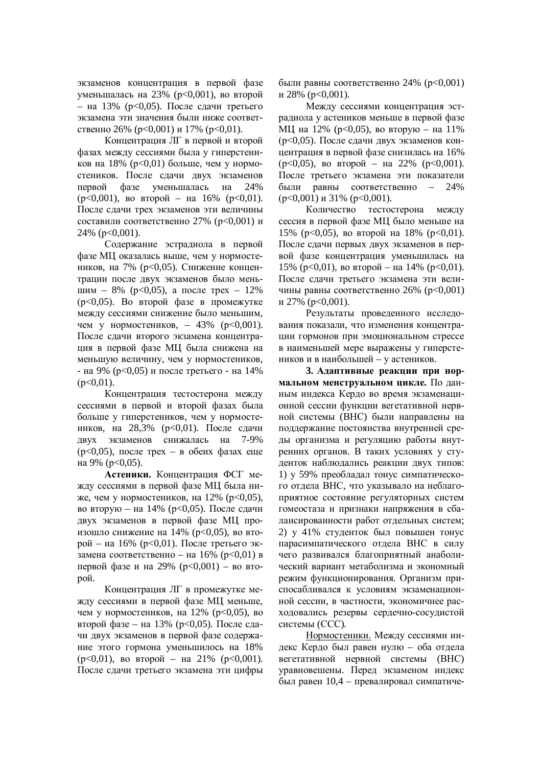экзаменов концентрация в первой фазе уменьшалась на 23% ($p<0{,}001$), во второй – на 13% ($p<0{,}05$). После сдачи третьего экзамена эти значения были ниже соответственно 26% ($p<0{,}001$) и 17% ($p<0{,}01$).

Концентрация ЛГ в первой и второй фазах между сессиями была у гиперстеников на 18% ($p<0{,}01$) больше, чем у нормостеников. После сдачи двух экзаменов первой фазе уменьшалась на 24% ($p<0{,}001$), во второй – на 16% ($p<0{,}01$). После сдачи трех экзаменов эти величины составили соответственно 27% ($p<0{,}001$) и 24% ($p<0{,}001$).

Содержание эстрадиола в первой фазе МЦ оказалась выше, чем у нормостеников, на 7% ($p<0{,}05$). Снижение концентрации после двух экзаменов было меньшим – 8% ($p<0{,}05$), а после трех – 12% ($p<0{,}05$). Во второй фазе в промежутке между сессиями снижение было меньшим, чем у нормостеников, – 43% ($p<0{,}001$). После сдачи второго экзамена концентрация в первой фазе МЦ была снижена на меньшую величину, чем у нормостеников, - на 9% ($p<0{,}05$) и после третьего - на 14% ($p<0{,}01$).

Концентрация тестостерона между сессиями в первой и второй фазах была больше у гиперстеников, чем у нормостеников, на 28,3% ($p<0{,}01$). После сдачи двух экзаменов снижалась на 7-9% ($p<0{,}05$), после трех – в обеих фазах еще на 9% ($p<0{,}05$).

**Астеники.** Концентрация ФСГ между сессиями в первой фазе МЦ была ниже, чем у нормостеников, на 12% ($p<0{,}05$), во вторую – на 14% ($p<0{,}05$). После сдачи двух экзаменов в первой фазе МЦ произошло снижение на 14% ($p<0{,}05$), во второй – на 16% ($p<0{,}01$). После третьего экзамена соответственно – на 16% ($p<0{,}01$) в первой фазе и на 29% ($p<0{,}001$) – во второй.

Концентрация ЛГ в промежутке между сессиями в первой фазе МЦ меньше, чем у нормостеников, на 12% ($p<0{,}05$), во второй фазе – на 13% ($p<0{,}05$). После сдачи двух экзаменов в первой фазе содержание этого гормона уменьшилось на 18% ($p<0{,}01$), во второй – на 21% ($p<0{,}001$). После сдачи третьего экзамена эти цифры были равны соответственно 24% ($p<0{,}001$) и 28% ($p<0{,}001$).

Между сессиями концентрация эстрадиола у астеников меньше в первой фазе МЦ на 12% ($p<0{,}05$), во вторую – на 11% ($p<0{,}05$). После сдачи двух экзаменов концентрация в первой фазе снизилась на 16% ($p<0{,}05$), во второй – на 22% ($p<0{,}001$). После третьего экзамена эти показатели были равны соответственно – 24% ($p<0{,}001$) и 31% ($p<0{,}001$).

Количество тестостерона между сессия в первой фазе МЦ было меньше на 15% ($p<0{,}05$), во второй на 18% ($p<0{,}01$). После сдачи первых двух экзаменов в первой фазе концентрация уменьшилась на 15% ($p<0{,}01$), во второй – на 14% ($p<0{,}01$). После сдачи третьего экзамена эти величины равны соответственно 26% ($p<0{,}001$) и 27% ($p<0{,}001$).

Результаты проведенного исследования показали, что изменения концентрации гормонов при эмоциональном стрессе в наименьшей мере выражены у гиперстеников и в наибольшей – у астеников.

**3. Адаптивные реакции при нормальном менструальном цикле.** По данным индекса Кердо во время экзаменационной сессии функции вегетативной нервной системы (ВНС) были направлены на поддержание постоянства внутренней среды организма и регуляцию работы внутренних органов. В таких условиях у студенток наблюдались реакции двух типов: 1) у 59% преобладал тонус симпатического отдела ВНС, что указывало на неблагоприятное состояние регуляторных систем гомеостаза и признаки напряжения в сбалансированности работ отдельных систем; 2) у 41% студенток был повышен тонус парасимпатического отдела ВНС в силу чего развивался благоприятный анаболический вариант метаболизма и экономный режим функционирования. Организм приспосабливался к условиям экзаменационной сессии, в частности, экономичнее расходовались резервы сердечно-сосудистой системы (ССС).

<u>Нормостеники.</u> Между сессиями индекс Кердо был равен нулю – оба отдела вегетативной нервной системы (ВНС) уравновешены. Перед экзаменом индекс был равен 10,4 – превалировал симпатиче-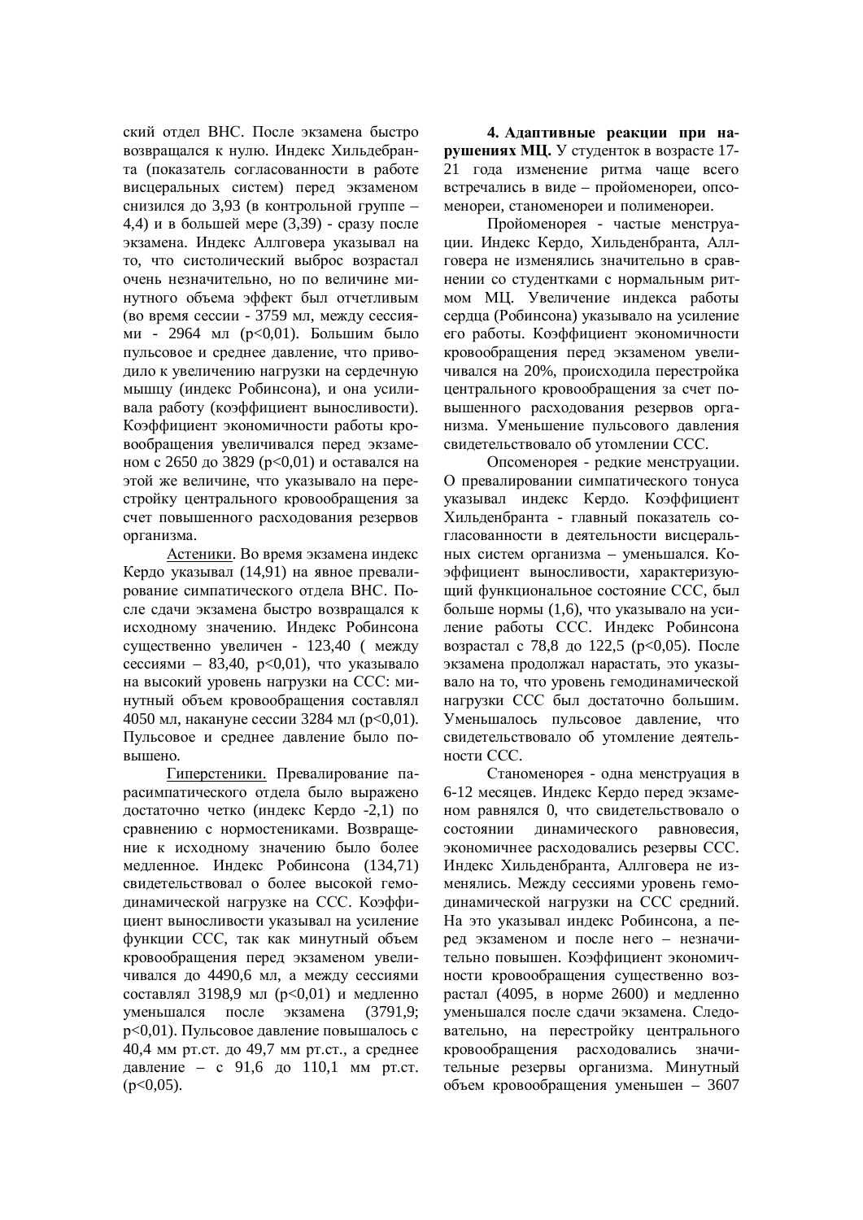ский отдел ВНС. После экзамена быстро возвращался к нулю. Индекс Хильдебранта (показатель согласованности в работе висцеральных систем) перед экзаменом снизился до 3,93 (в контрольной группе – 4,4) и в большей мере (3,39) - сразу после экзамена. Индекс Аллговера указывал на то, что систолический выброс возрастал очень незначительно, но по величине минутного объема эффект был отчетливым (во время сессии - 3759 мл, между сессиями - 2964 мл ($p<0{,}01$). Большим было пульсовое и среднее давление, что приводило к увеличению нагрузки на сердечную мышцу (индекс Робинсона), и она усиливала работу (коэффициент выносливости). Коэффициент экономичности работы кровообращения увеличивался перед экзаменом с 2650 до 3829 ($p<0{,}01$) и оставался на этой же величине, что указывало на перестройку центрального кровообращения за счет повышенного расходования резервов организма.

<u>Астеники</u>. Во время экзамена индекс Кердо указывал (14,91) на явное превалирование симпатического отдела ВНС. После сдачи экзамена быстро возвращался к исходному значению. Индекс Робинсона существенно увеличен - 123,40 ( между сессиями – 83,40, $p<0{,}01$), что указывало на высокий уровень нагрузки на ССС: минутный объем кровообращения составлял 4050 мл, накануне сессии 3284 мл ($p<0{,}01$). Пульсовое и среднее давление было повышено.

<u>Гиперстеники.</u> Превалирование парасимпатического отдела было выражено достаточно четко (индекс Кердо -2,1) по сравнению с нормостениками. Возвращение к исходному значению было более медленное. Индекс Робинсона (134,71) свидетельствовал о более высокой гемодинамической нагрузке на ССС. Коэффициент выносливости указывал на усиление функции ССС, так как минутный объем кровообращения перед экзаменом увеличивался до 4490,6 мл, а между сессиями составлял 3198,9 мл ($p<0{,}01$) и медленно уменьшался после экзамена (3791,9; $p<0{,}01$). Пульсовое давление повышалось с 40,4 мм рт.ст. до 49,7 мм рт.ст., а среднее давление – с 91,6 до 110,1 мм рт.ст. ($p<0{,}05$).

**4. Адаптивные реакции при нарушениях МЦ.** У студенток в возрасте 17-21 года изменение ритма чаще всего встречались в виде – пройоменореи, опсоменореи, станоменореи и полименореи.

Пройоменорея - частые менструации. Индекс Кердо, Хильденбранта, Аллговера не изменялись значительно в сравнении со студентками с нормальным ритмом МЦ. Увеличение индекса работы сердца (Робинсона) указывало на усиление его работы. Коэффициент экономичности кровообращения перед экзаменом увеличивался на 20%, происходила перестройка центрального кровообращения за счет повышенного расходования резервов организма. Уменьшение пульсового давления свидетельствовало об утомлении ССС.

Опсоменорея - редкие менструации. О превалировании симпатического тонуса указывал индекс Кердо. Коэффициент Хильденбранта - главный показатель согласованности в деятельности висцеральных систем организма – уменьшался. Коэффициент выносливости, характеризующий функциональное состояние ССС, был больше нормы (1,6), что указывало на усиление работы ССС. Индекс Робинсона возрастал с 78,8 до 122,5 ($p<0{,}05$). После экзамена продолжал нарастать, это указывало на то, что уровень гемодинамической нагрузки ССС был достаточно большим. Уменьшалось пульсовое давление, что свидетельствовало об утомление деятельности ССС.

Станоменорея - одна менструация в 6-12 месяцев. Индекс Кердо перед экзаменом равнялся 0, что свидетельствовало о состоянии динамического равновесия, экономичнее расходовались резервы ССС. Индекс Хильденбранта, Аллговера не изменялись. Между сессиями уровень гемодинамической нагрузки на ССС средний. На это указывал индекс Робинсона, а перед экзаменом и после него – незначительно повышен. Коэффициент экономичности кровообращения существенно возрастал (4095, в норме 2600) и медленно уменьшался после сдачи экзамена. Следовательно, на перестройку центрального кровообращения расходовались значительные резервы организма. Минутный объем кровообращения уменьшен – 3607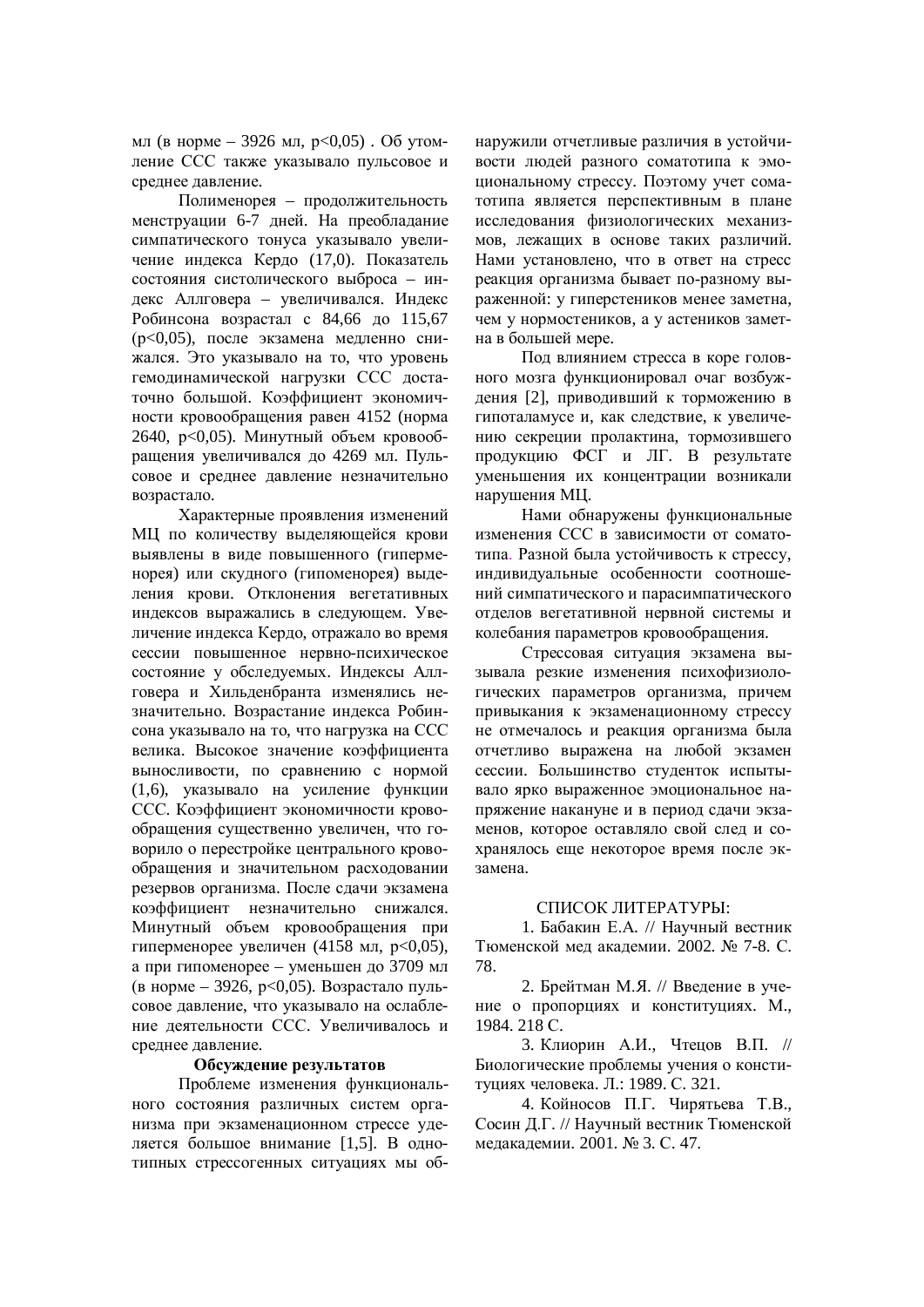мл (в норме – 3926 мл, $p<0,05$) . Об утомление ССС также указывало пульсовое и среднее давление.

Полименорея – продолжительность менструации 6-7 дней. На преобладание симпатического тонуса указывало увеличение индекса Кердо (17,0). Показатель состояния систолического выброса – индекс Аллговера – увеличивался. Индекс Робинсона возрастал с 84,66 до 115,67 ($p<0,05$), после экзамена медленно снижался. Это указывало на то, что уровень гемодинамической нагрузки ССС достаточно большой. Коэффициент экономичности кровообращения равен 4152 (норма 2640, $p<0,05$). Минутный объем кровообращения увеличивался до 4269 мл. Пульсовое и среднее давление незначительно возрастало.

Характерные проявления изменений МЦ по количеству выделяющейся крови выявлены в виде повышенного (гиперменорея) или скудного (гипоменорея) выделения крови. Отклонения вегетативных индексов выражались в следующем. Увеличение индекса Кердо, отражало во время сессии повышенное нервно-психическое состояние у обследуемых. Индексы Аллговера и Хильденбранта изменялись незначительно. Возрастание индекса Робинсона указывало на то, что нагрузка на ССС велика. Высокое значение коэффициента выносливости, по сравнению с нормой (1,6), указывало на усиление функции ССС. Коэффициент экономичности кровообращения существенно увеличен, что говорило о перестройке центрального кровообращения и значительном расходовании резервов организма. После сдачи экзамена коэффициент незначительно снижался. Минутный объем кровообращения при гиперменорее увеличен (4158 мл, $p<0,05$), а при гипоменорее – уменьшен до 3709 мл (в норме – 3926, $p<0,05$). Возрастало пульсовое давление, что указывало на ослабление деятельности ССС. Увеличивалось и среднее давление.

### Обсуждение результатов

Проблеме изменения функционального состояния различных систем организма при экзаменационном стрессе уделяется большое внимание [1,5]. В однотипных стрессогенных ситуациях мы обнаружили отчетливые различия в устойчивости людей разного соматотипа к эмоциональному стрессу. Поэтому учет соматотипа является перспективным в плане исследования физиологических механизмов, лежащих в основе таких различий. Нами установлено, что в ответ на стресс реакция организма бывает по-разному выраженной: у гиперстеников менее заметна, чем у нормостеников, а у астеников заметна в большей мере.

Под влиянием стресса в коре головного мозга функционировал очаг возбуждения [2], приводивший к торможению в гипоталамусе и, как следствие, к увеличению секреции пролактина, тормозившего продукцию ФСГ и ЛГ. В результате уменьшения их концентрации возникали нарушения МЦ.

Нами обнаружены функциональные изменения ССС в зависимости от соматотипа. Разной была устойчивость к стрессу, индивидуальные особенности соотношений симпатического и парасимпатического отделов вегетативной нервной системы и колебания параметров кровообращения.

Стрессовая ситуация экзамена вызывала резкие изменения психофизиологических параметров организма, причем привыкания к экзаменационному стрессу не отмечалось и реакция организма была отчетливо выражена на любой экзамен сессии. Большинство студенток испытывало ярко выраженное эмоциональное напряжение накануне и в период сдачи экзаменов, которое оставляло свой след и сохранялось еще некоторое время после экзамена.

### СПИСОК ЛИТЕРАТУРЫ:

1. Бабакин Е.А. // Научный вестник Тюменской мед академии. 2002. № 7-8. С. 78.
2. Брейтман М.Я. // Введение в учение о пропорциях и конституциях. М., 1984. 218 С.
3. Клиорин А.И., Чтецов В.П. // Биологические проблемы учения о конституциях человека. Л.: 1989. С. 321.
4. Койносов П.Г. Чирятьева Т.В., Сосин Д.Г. // Научный вестник Тюменской медакадемии. 2001. № 3. С. 47.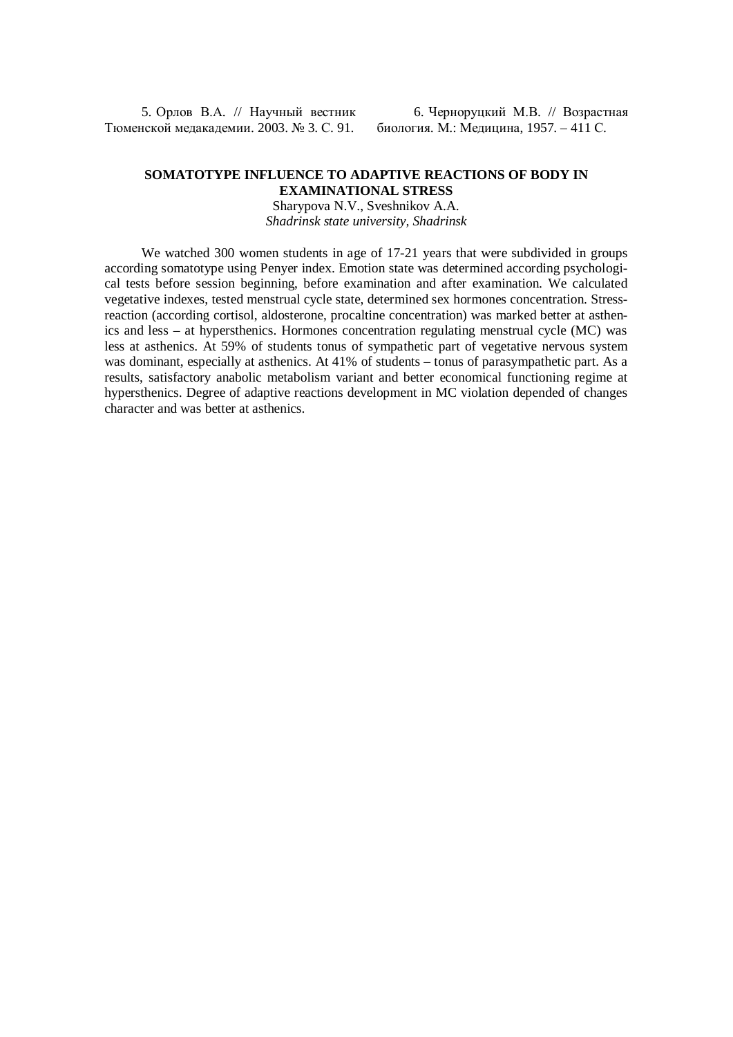5. Орлов В.А. // Научный вестник Тюменской медакадемии. 2003. № 3. С. 91.

6. Черноруцкий М.В. // Возрастная биология. М.: Медицина, 1957. – 411 С.

## SOMATOTYPE INFLUENCE TO ADAPTIVE REACTIONS OF BODY IN EXAMINATIONAL STRESS

Sharypova N.V., Sveshnikov A.A.

*Shadrinsk state university, Shadrinsk*

We watched 300 women students in age of 17-21 years that were subdivided in groups according somatotype using Penyer index. Emotion state was determined according psychological tests before session beginning, before examination and after examination. We calculated vegetative indexes, tested menstrual cycle state, determined sex hormones concentration. Stress-reaction (according cortisol, aldosterone, procaltine concentration) was marked better at asthenics and less – at hypersthenics. Hormones concentration regulating menstrual cycle (MC) was less at asthenics. At 59% of students tonus of sympathetic part of vegetative nervous system was dominant, especially at asthenics. At 41% of students – tonus of parasympathetic part. As a results, satisfactory anabolic metabolism variant and better economical functioning regime at hypersthenics. Degree of adaptive reactions development in MC violation depended of changes character and was better at asthenics.